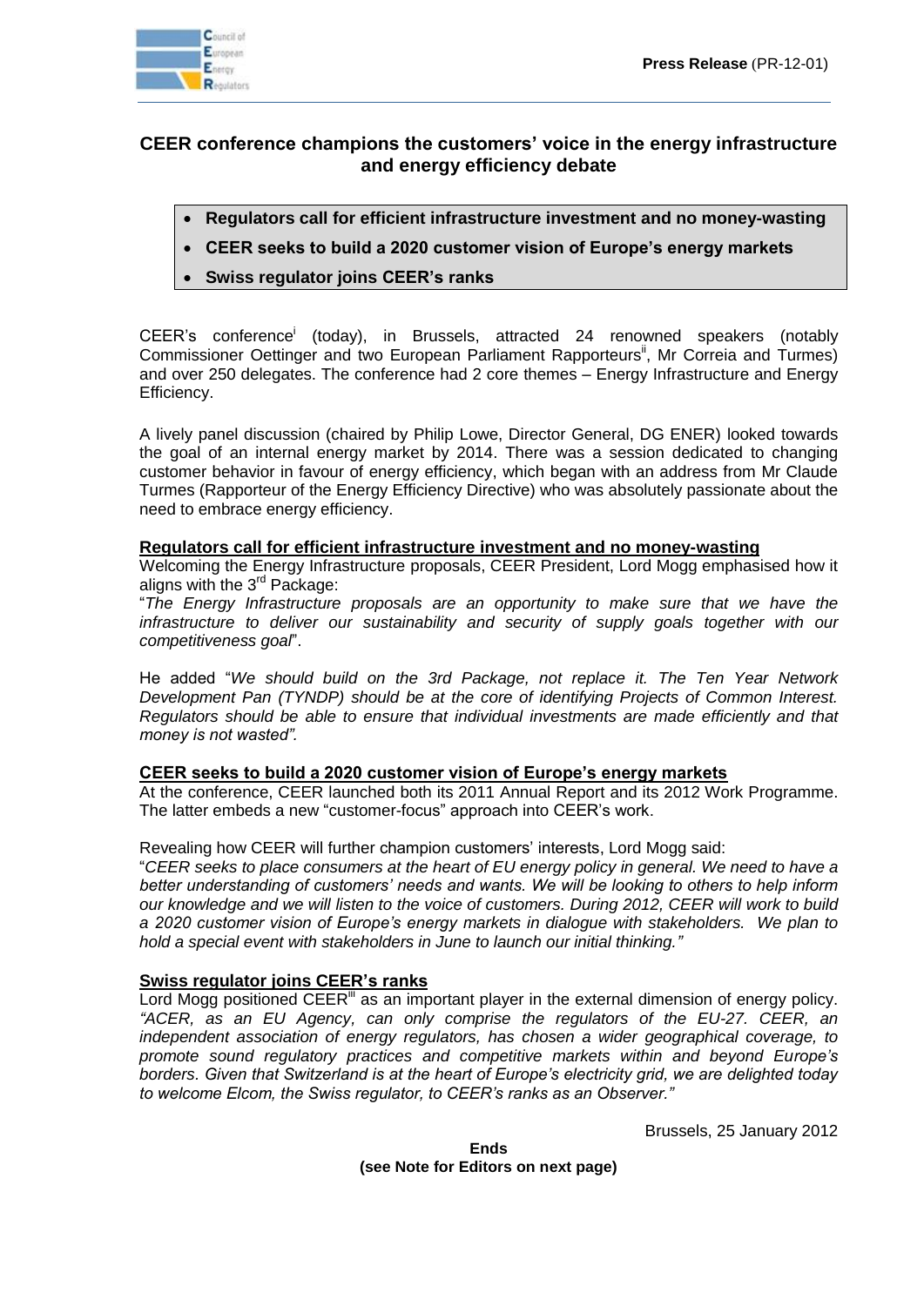**Press Release** (PR-12-01)

## CEER conference champions the customers' voice in the energy infrastructure and energy efficiency debate

- **Regulators call for efficient infrastructure investment and no money-wasting**
- **CEER seeks to build a 2020 customer vision of Europe's energy markets**
- **Swiss regulator joins CEER's ranks**

CEER's conference[i] (today), in Brussels, attracted 24 renowned speakers (notably Commissioner Oettinger and two European Parliament Rapporteurs[ii], Mr Correia and Turmes) and over 250 delegates. The conference had 2 core themes – Energy Infrastructure and Energy Efficiency.

A lively panel discussion (chaired by Philip Lowe, Director General, DG ENER) looked towards the goal of an internal energy market by 2014. There was a session dedicated to changing customer behavior in favour of energy efficiency, which began with an address from Mr Claude Turmes (Rapporteur of the Energy Efficiency Directive) who was absolutely passionate about the need to embrace energy efficiency.

### Regulators call for efficient infrastructure investment and no money-wasting

Welcoming the Energy Infrastructure proposals, CEER President, Lord Mogg emphasised how it aligns with the 3rd Package:

"*The Energy Infrastructure proposals are an opportunity to make sure that we have the infrastructure to deliver our sustainability and security of supply goals together with our competitiveness goal*".

He added "*We should build on the 3rd Package, not replace it. The Ten Year Network Development Pan (TYNDP) should be at the core of identifying Projects of Common Interest. Regulators should be able to ensure that individual investments are made efficiently and that money is not wasted".*

### CEER seeks to build a 2020 customer vision of Europe's energy markets

At the conference, CEER launched both its 2011 Annual Report and its 2012 Work Programme. The latter embeds a new "customer-focus" approach into CEER's work.

Revealing how CEER will further champion customers' interests, Lord Mogg said:

"*CEER seeks to place consumers at the heart of EU energy policy in general. We need to have a better understanding of customers' needs and wants. We will be looking to others to help inform our knowledge and we will listen to the voice of customers. During 2012, CEER will work to build a 2020 customer vision of Europe's energy markets in dialogue with stakeholders. We plan to hold a special event with stakeholders in June to launch our initial thinking."*

### Swiss regulator joins CEER's ranks

Lord Mogg positioned CEER[iii] as an important player in the external dimension of energy policy. *"ACER, as an EU Agency, can only comprise the regulators of the EU-27. CEER, an independent association of energy regulators, has chosen a wider geographical coverage, to promote sound regulatory practices and competitive markets within and beyond Europe's borders. Given that Switzerland is at the heart of Europe's electricity grid, we are delighted today to welcome Elcom, the Swiss regulator, to CEER's ranks as an Observer."*

Brussels, 25 January 2012

**Ends**
**(see Note for Editors on next page)**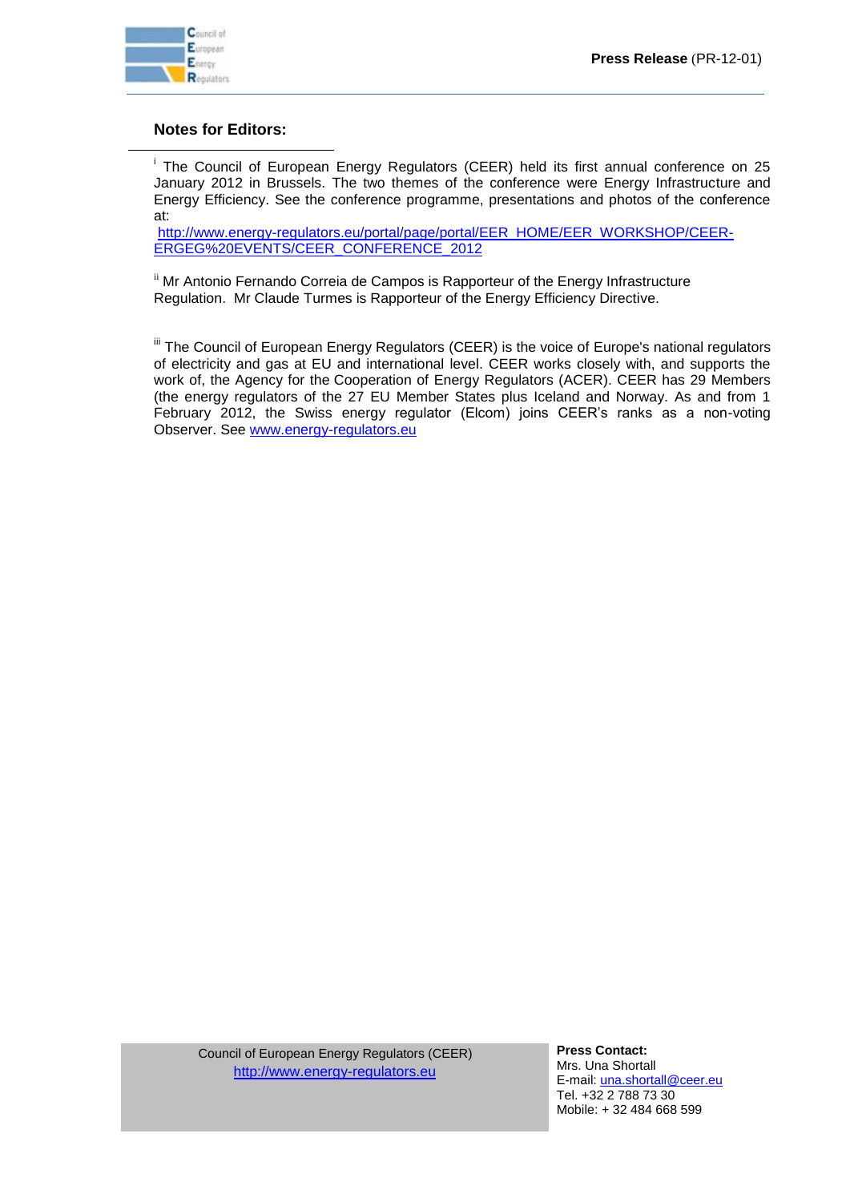## Notes for Editors:

[i] The Council of European Energy Regulators (CEER) held its first annual conference on 25 January 2012 in Brussels. The two themes of the conference were Energy Infrastructure and Energy Efficiency. See the conference programme, presentations and photos of the conference at:
http://www.energy-regulators.eu/portal/page/portal/EER_HOME/EER_WORKSHOP/CEER-ERGEG%20EVENTS/CEER_CONFERENCE_2012

[ii] Mr Antonio Fernando Correia de Campos is Rapporteur of the Energy Infrastructure Regulation. Mr Claude Turmes is Rapporteur of the Energy Efficiency Directive.

[iii] The Council of European Energy Regulators (CEER) is the voice of Europe's national regulators of electricity and gas at EU and international level. CEER works closely with, and supports the work of, the Agency for the Cooperation of Energy Regulators (ACER). CEER has 29 Members (the energy regulators of the 27 EU Member States plus Iceland and Norway. As and from 1 February 2012, the Swiss energy regulator (Elcom) joins CEER's ranks as a non-voting Observer. See www.energy-regulators.eu

Council of European Energy Regulators (CEER)
http://www.energy-regulators.eu

**Press Contact:**
Mrs. Una Shortall
E-mail: una.shortall@ceer.eu
Tel. +32 2 788 73 30
Mobile: + 32 484 668 599